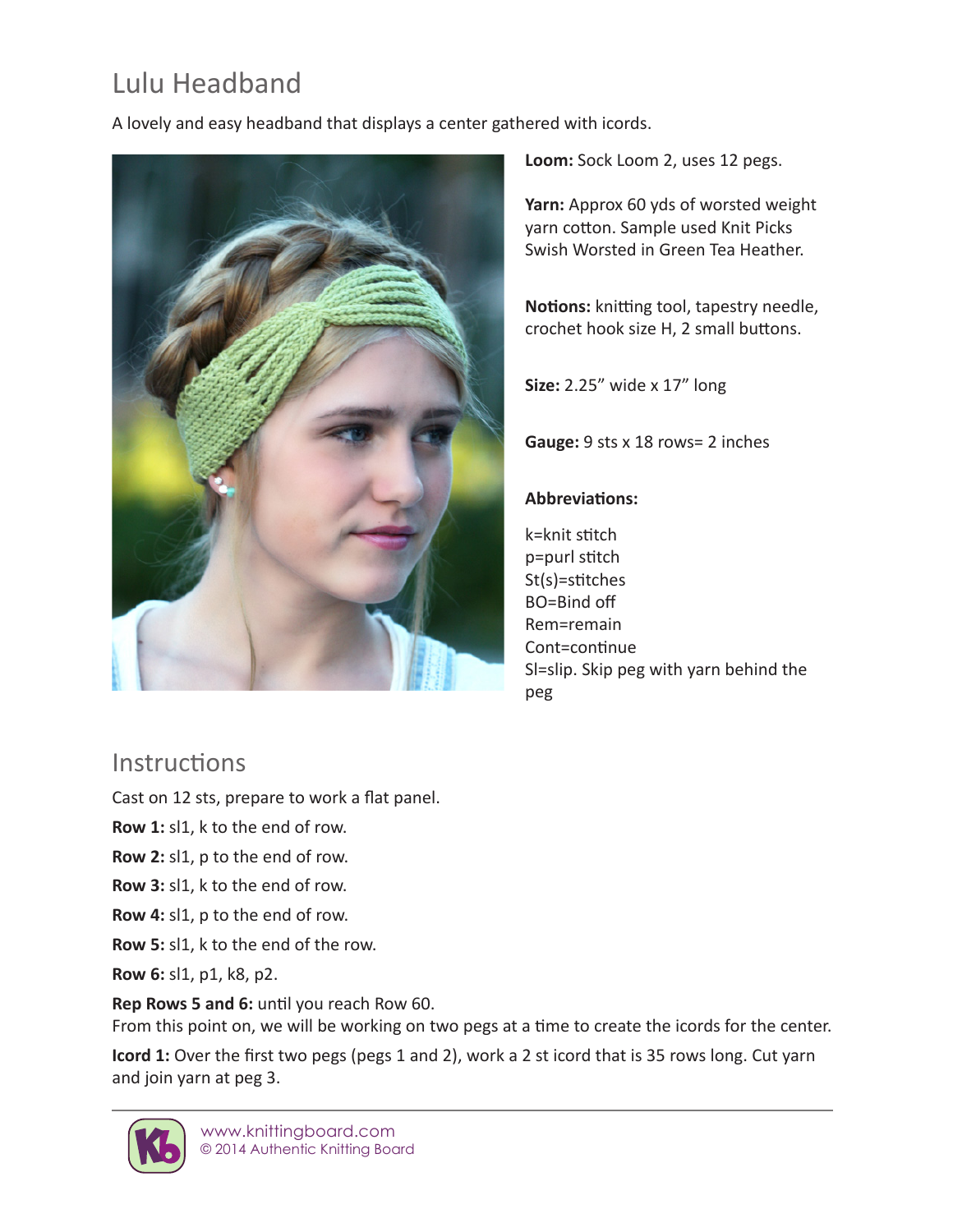# Lulu Headband

A lovely and easy headband that displays a center gathered with icords.

**Loom:** Sock Loom 2, uses 12 pegs.

**Yarn:** Approx 60 yds of worsted weight yarn cotton. Sample used Knit Picks Swish Worsted in Green Tea Heather.

**Notions:** knitting tool, tapestry needle, crochet hook size H, 2 small buttons.

**Size:** 2.25" wide x 17" long

**Gauge:** 9 sts x 18 rows= 2 inches

**Abbreviations:**

k=knit stitch
p=purl stitch
St(s)=stitches
BO=Bind off
Rem=remain
Cont=continue
Sl=slip. Skip peg with yarn behind the peg

## Instructions

Cast on 12 sts, prepare to work a flat panel.

**Row 1:** sl1, k to the end of row.

**Row 2:** sl1, p to the end of row.

**Row 3:** sl1, k to the end of row.

**Row 4:** sl1, p to the end of row.

**Row 5:** sl1, k to the end of the row.

**Row 6:** sl1, p1, k8, p2.

**Rep Rows 5 and 6:** until you reach Row 60.
From this point on, we will be working on two pegs at a time to create the icords for the center.

**Icord 1:** Over the first two pegs (pegs 1 and 2), work a 2 st icord that is 35 rows long. Cut yarn and join yarn at peg 3.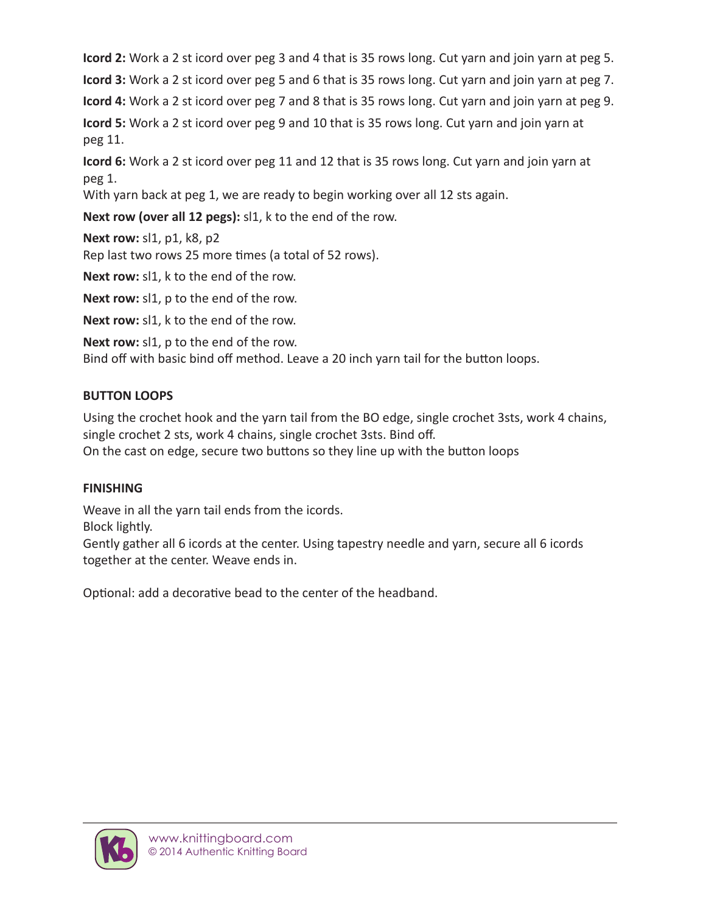**Icord 2:** Work a 2 st icord over peg 3 and 4 that is 35 rows long. Cut yarn and join yarn at peg 5.

**Icord 3:** Work a 2 st icord over peg 5 and 6 that is 35 rows long. Cut yarn and join yarn at peg 7.

**Icord 4:** Work a 2 st icord over peg 7 and 8 that is 35 rows long. Cut yarn and join yarn at peg 9.

**Icord 5:** Work a 2 st icord over peg 9 and 10 that is 35 rows long. Cut yarn and join yarn at peg 11.

**Icord 6:** Work a 2 st icord over peg 11 and 12 that is 35 rows long. Cut yarn and join yarn at peg 1.
With yarn back at peg 1, we are ready to begin working over all 12 sts again.

**Next row (over all 12 pegs):** sl1, k to the end of the row.

**Next row:** sl1, p1, k8, p2
Rep last two rows 25 more times (a total of 52 rows).

**Next row:** sl1, k to the end of the row.

**Next row:** sl1, p to the end of the row.

**Next row:** sl1, k to the end of the row.

**Next row:** sl1, p to the end of the row.
Bind off with basic bind off method. Leave a 20 inch yarn tail for the button loops.

**BUTTON LOOPS**

Using the crochet hook and the yarn tail from the BO edge, single crochet 3sts, work 4 chains, single crochet 2 sts, work 4 chains, single crochet 3sts. Bind off.
On the cast on edge, secure two buttons so they line up with the button loops

**FINISHING**

Weave in all the yarn tail ends from the icords.
Block lightly.
Gently gather all 6 icords at the center. Using tapestry needle and yarn, secure all 6 icords together at the center. Weave ends in.

Optional: add a decorative bead to the center of the headband.